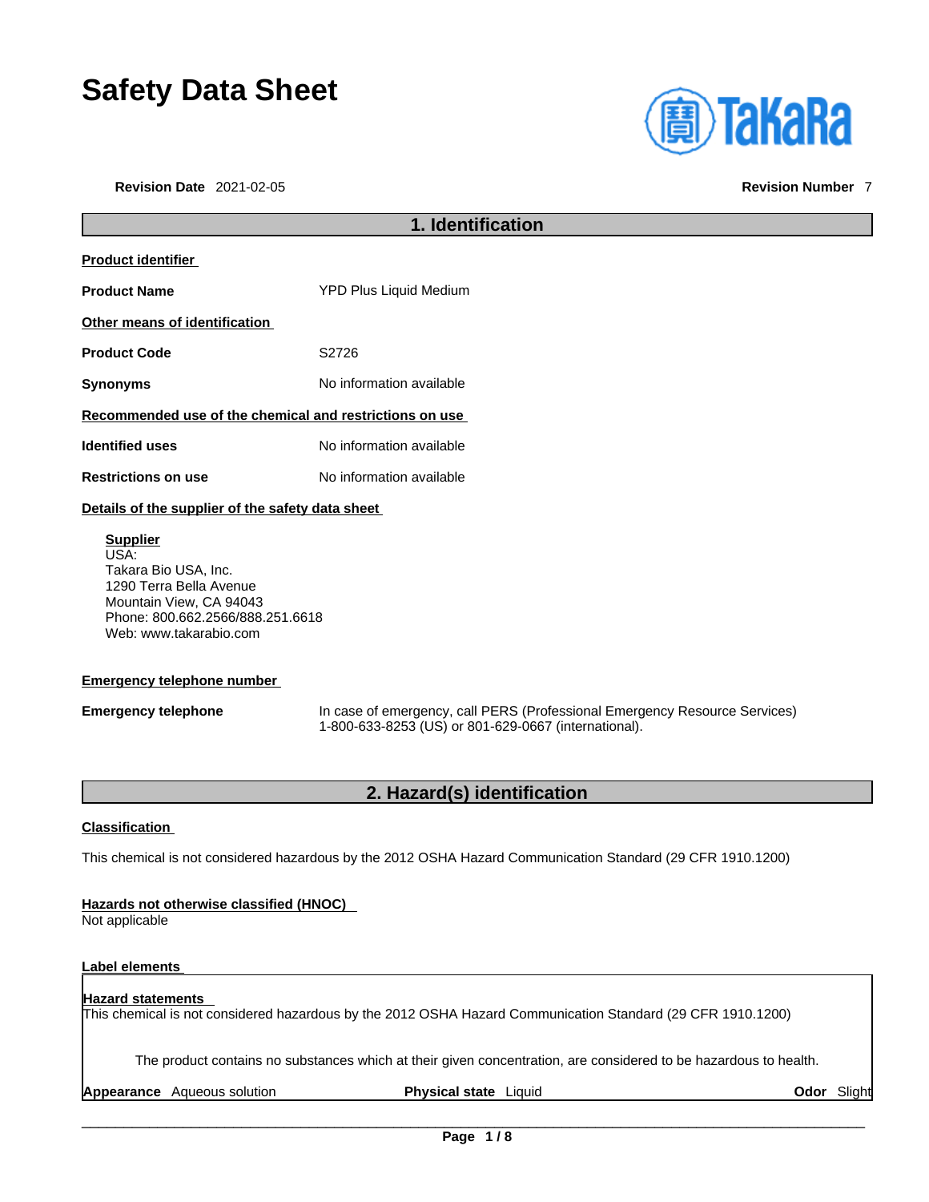# Safety Data Sheet

**Revision Date** 2021-02-05 **Revision Number** 7

## 1. Identification

**Product identifier**

**Product Name** YPD Plus Liquid Medium

**Other means of identification**

**Product Code** S2726

**Synonyms** No information available

**Recommended use of the chemical and restrictions on use**

**Identified uses** No information available

**Restrictions on use** No information available

**Details of the supplier of the safety data sheet**

**Supplier**
USA:
Takara Bio USA, Inc.
1290 Terra Bella Avenue
Mountain View, CA 94043
Phone: 800.662.2566/888.251.6618
Web: www.takarabio.com

**Emergency telephone number**

**Emergency telephone** In case of emergency, call PERS (Professional Emergency Resource Services) 1-800-633-8253 (US) or 801-629-0667 (international).

## 2. Hazard(s) identification

**Classification**

This chemical is not considered hazardous by the 2012 OSHA Hazard Communication Standard (29 CFR 1910.1200)

**Hazards not otherwise classified (HNOC)**
Not applicable

**Label elements**

**Hazard statements**
This chemical is not considered hazardous by the 2012 OSHA Hazard Communication Standard (29 CFR 1910.1200)

The product contains no substances which at their given concentration, are considered to be hazardous to health.

**Appearance** Aqueous solution **Physical state** Liquid **Odor** Slight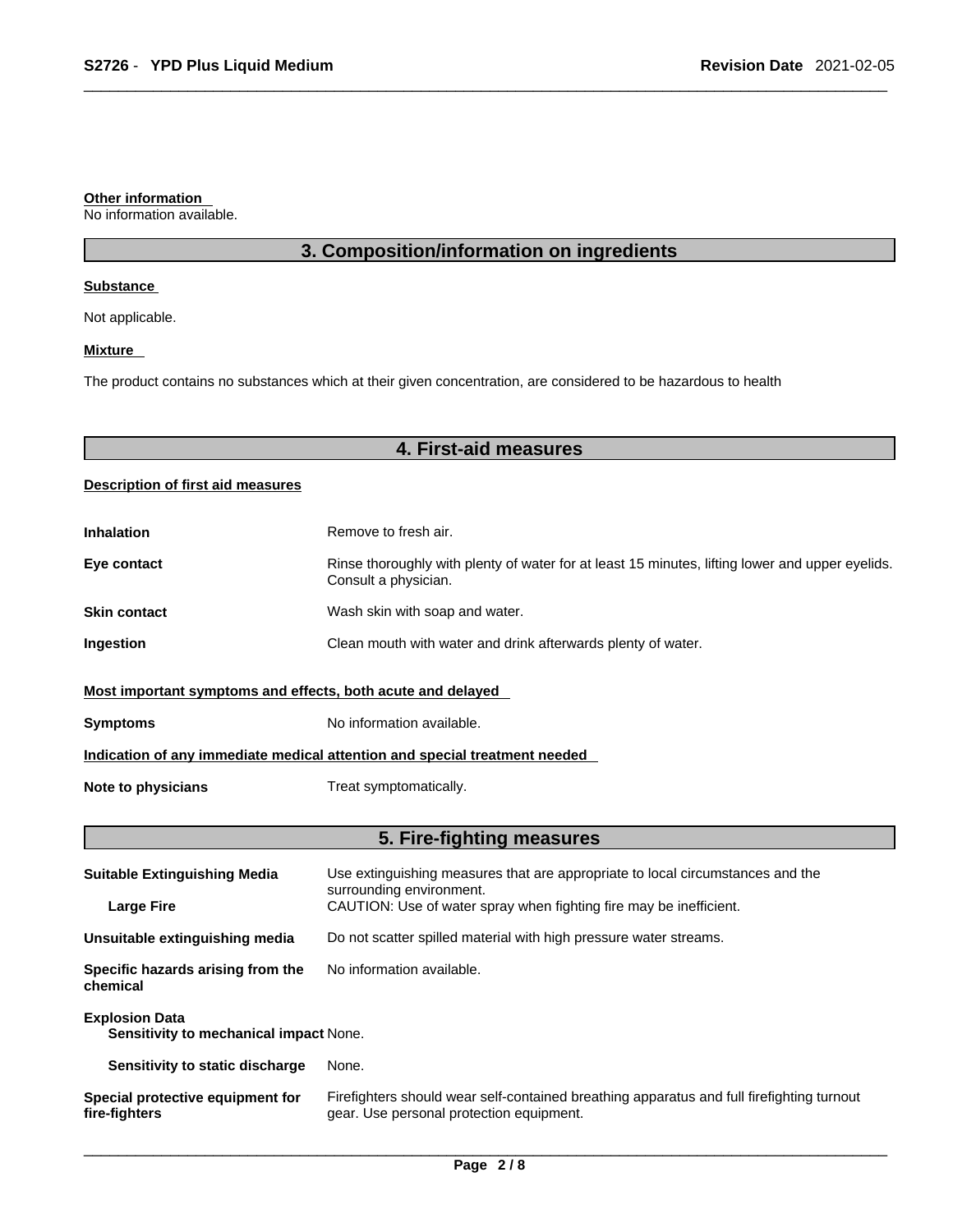**Other information**

No information available.

## 3. Composition/information on ingredients

**Substance**

Not applicable.

**Mixture**

The product contains no substances which at their given concentration, are considered to be hazardous to health

## 4. First-aid measures

**Description of first aid measures**

**Inhalation** Remove to fresh air.

**Eye contact** Rinse thoroughly with plenty of water for at least 15 minutes, lifting lower and upper eyelids. Consult a physician.

**Skin contact** Wash skin with soap and water.

**Ingestion** Clean mouth with water and drink afterwards plenty of water.

**Most important symptoms and effects, both acute and delayed**

**Symptoms** No information available.

**Indication of any immediate medical attention and special treatment needed**

**Note to physicians** Treat symptomatically.

## 5. Fire-fighting measures

**Suitable Extinguishing Media** Use extinguishing measures that are appropriate to local circumstances and the surrounding environment.

**Large Fire** CAUTION: Use of water spray when fighting fire may be inefficient.

**Unsuitable extinguishing media** Do not scatter spilled material with high pressure water streams.

**Specific hazards arising from the chemical** No information available.

**Explosion Data**

**Sensitivity to mechanical impact** None.

**Sensitivity to static discharge** None.

**Special protective equipment for fire-fighters** Firefighters should wear self-contained breathing apparatus and full firefighting turnout gear. Use personal protection equipment.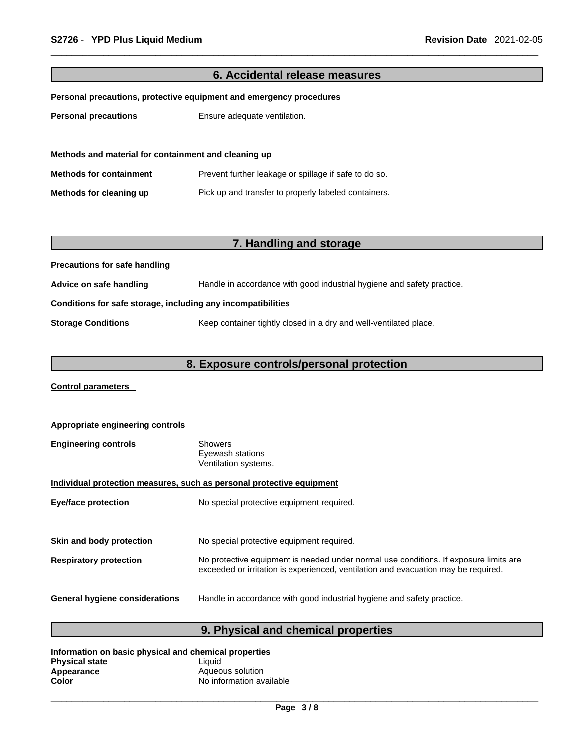## 6. Accidental release measures

**Personal precautions, protective equipment and emergency procedures**

**Personal precautions** Ensure adequate ventilation.

**Methods and material for containment and cleaning up**

**Methods for containment** Prevent further leakage or spillage if safe to do so.

**Methods for cleaning up** Pick up and transfer to properly labeled containers.

## 7. Handling and storage

**Precautions for safe handling**

**Advice on safe handling** Handle in accordance with good industrial hygiene and safety practice.

**Conditions for safe storage, including any incompatibilities**

**Storage Conditions** Keep container tightly closed in a dry and well-ventilated place.

## 8. Exposure controls/personal protection

**Control parameters**

**Appropriate engineering controls**

**Engineering controls** Showers
Eyewash stations
Ventilation systems.

**Individual protection measures, such as personal protective equipment**

**Eye/face protection** No special protective equipment required.

**Skin and body protection** No special protective equipment required.

**Respiratory protection** No protective equipment is needed under normal use conditions. If exposure limits are exceeded or irritation is experienced, ventilation and evacuation may be required.

**General hygiene considerations** Handle in accordance with good industrial hygiene and safety practice.

## 9. Physical and chemical properties

**Information on basic physical and chemical properties**

**Physical state** Liquid
**Appearance** Aqueous solution
**Color** No information available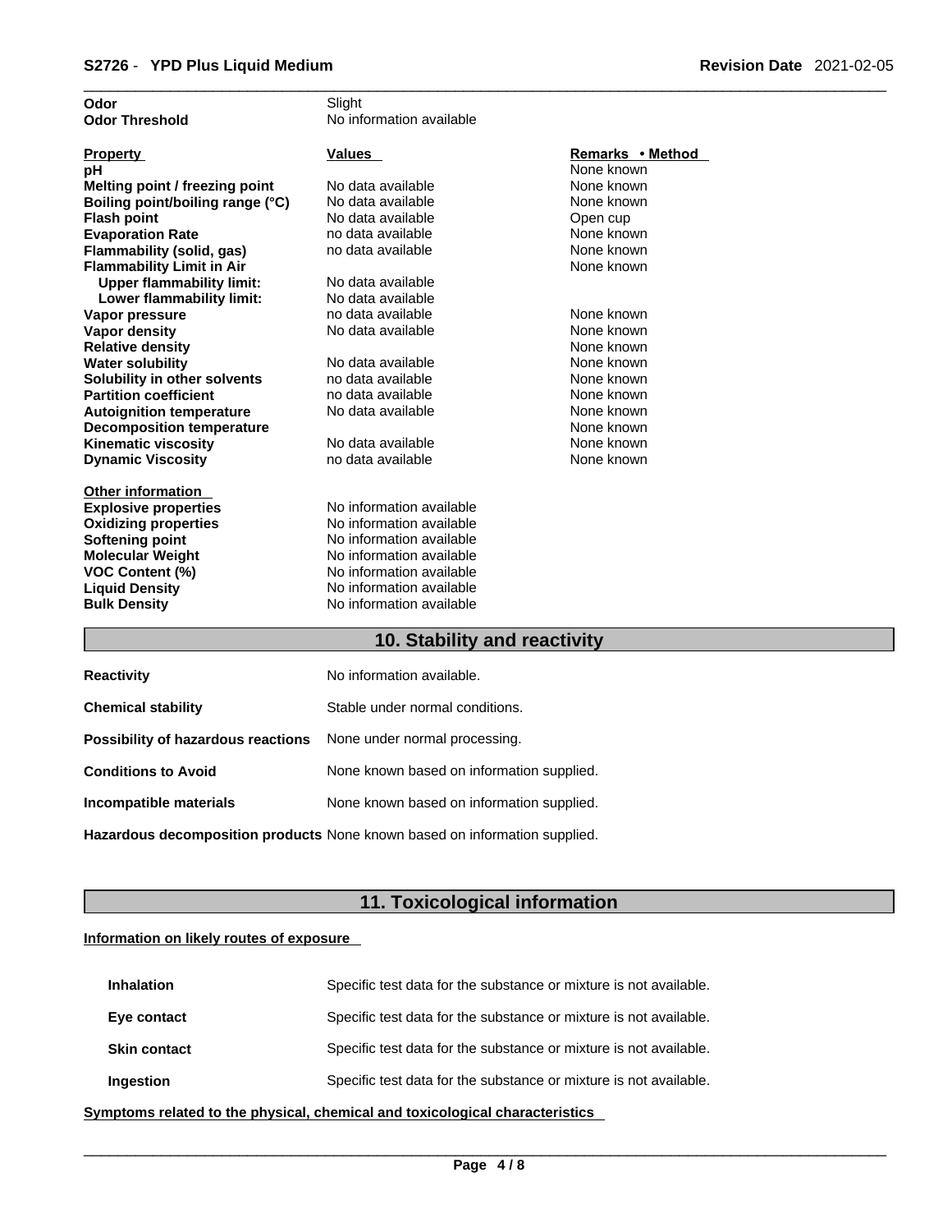| | |
|---|---|
| **Odor** | Slight |
| **Odor Threshold** | No information available |

| Property | Values | Remarks • Method |
|---|---|---|
| **pH** | | None known |
| **Melting point / freezing point** | No data available | None known |
| **Boiling point/boiling range (°C)** | No data available | None known |
| **Flash point** | No data available | Open cup |
| **Evaporation Rate** | no data available | None known |
| **Flammability (solid, gas)** | no data available | None known |
| **Flammability Limit in Air** | | None known |
| **Upper flammability limit:** | No data available | |
| **Lower flammability limit:** | No data available | |
| **Vapor pressure** | no data available | None known |
| **Vapor density** | No data available | None known |
| **Relative density** | | None known |
| **Water solubility** | No data available | None known |
| **Solubility in other solvents** | no data available | None known |
| **Partition coefficient** | no data available | None known |
| **Autoignition temperature** | No data available | None known |
| **Decomposition temperature** | | None known |
| **Kinematic viscosity** | No data available | None known |
| **Dynamic Viscosity** | no data available | None known |

**Other information**

| | |
|---|---|
| **Explosive properties** | No information available |
| **Oxidizing properties** | No information available |
| **Softening point** | No information available |
| **Molecular Weight** | No information available |
| **VOC Content (%)** | No information available |
| **Liquid Density** | No information available |
| **Bulk Density** | No information available |

## 10. Stability and reactivity

| | |
|---|---|
| **Reactivity** | No information available. |
| **Chemical stability** | Stable under normal conditions. |
| **Possibility of hazardous reactions** | None under normal processing. |
| **Conditions to Avoid** | None known based on information supplied. |
| **Incompatible materials** | None known based on information supplied. |
| **Hazardous decomposition products** | None known based on information supplied. |

## 11. Toxicological information

**Information on likely routes of exposure**

| | |
|---|---|
| **Inhalation** | Specific test data for the substance or mixture is not available. |
| **Eye contact** | Specific test data for the substance or mixture is not available. |
| **Skin contact** | Specific test data for the substance or mixture is not available. |
| **Ingestion** | Specific test data for the substance or mixture is not available. |

**Symptoms related to the physical, chemical and toxicological characteristics**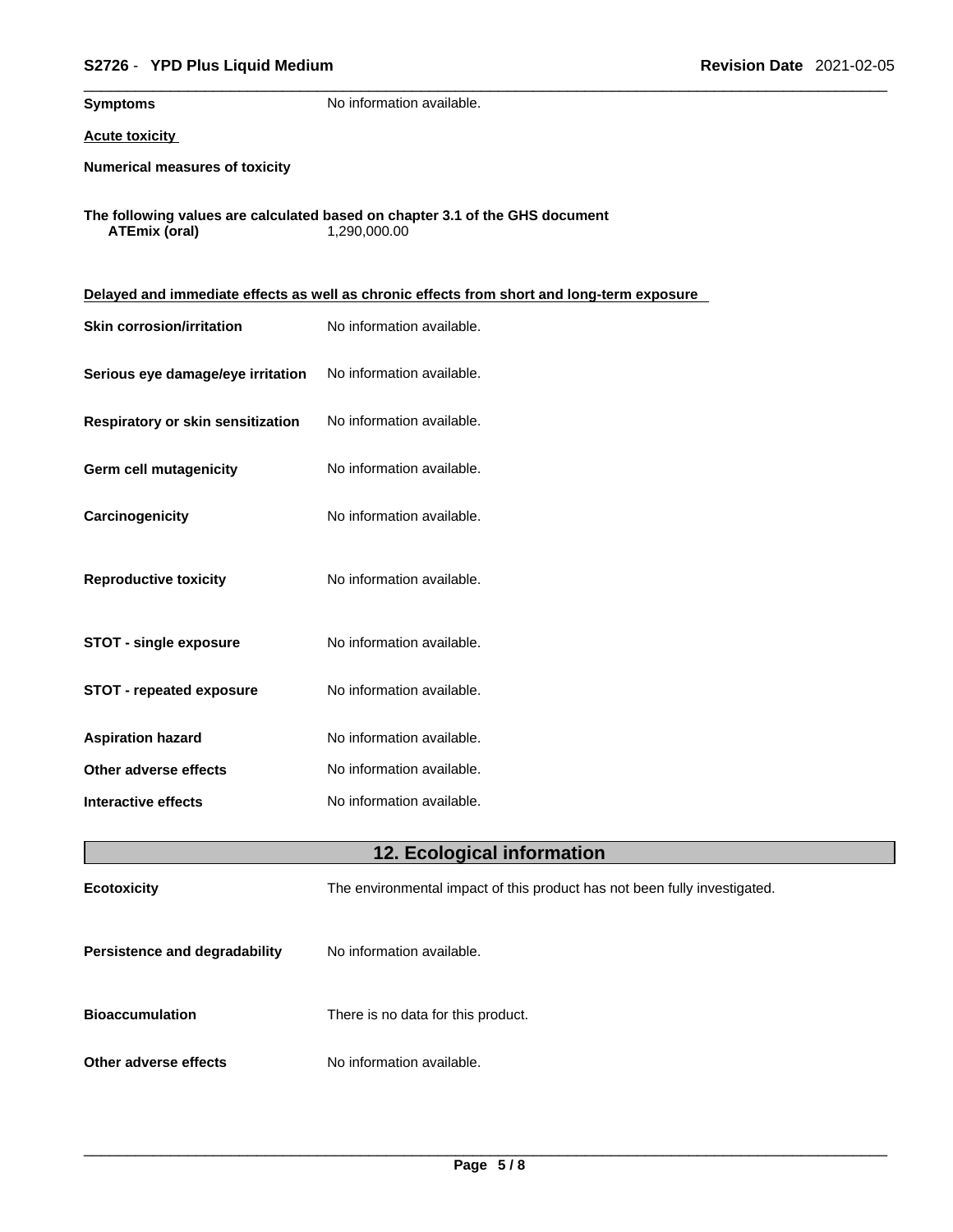**Symptoms** No information available.

**Acute toxicity**

**Numerical measures of toxicity**

**The following values are calculated based on chapter 3.1 of the GHS document**

**ATEmix (oral)** 1,290,000.00

**Delayed and immediate effects as well as chronic effects from short and long-term exposure**

| | |
|---|---|
| **Skin corrosion/irritation** | No information available. |
| **Serious eye damage/eye irritation** | No information available. |
| **Respiratory or skin sensitization** | No information available. |
| **Germ cell mutagenicity** | No information available. |
| **Carcinogenicity** | No information available. |
| **Reproductive toxicity** | No information available. |
| **STOT - single exposure** | No information available. |
| **STOT - repeated exposure** | No information available. |
| **Aspiration hazard** | No information available. |
| **Other adverse effects** | No information available. |
| **Interactive effects** | No information available. |

## 12. Ecological information

| | |
|---|---|
| **Ecotoxicity** | The environmental impact of this product has not been fully investigated. |
| **Persistence and degradability** | No information available. |
| **Bioaccumulation** | There is no data for this product. |
| **Other adverse effects** | No information available. |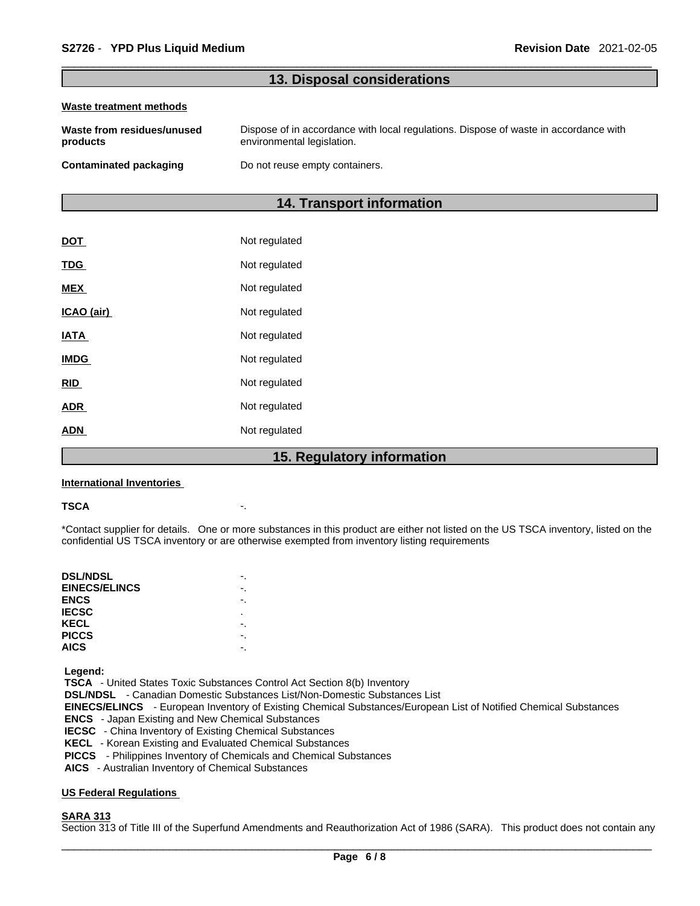## 13. Disposal considerations

**Waste treatment methods**

| | |
|---|---|
| **Waste from residues/unused products** | Dispose of in accordance with local regulations. Dispose of waste in accordance with environmental legislation. |
| **Contaminated packaging** | Do not reuse empty containers. |

## 14. Transport information

| | |
|---|---|
| **DOT** | Not regulated |
| **TDG** | Not regulated |
| **MEX** | Not regulated |
| **ICAO (air)** | Not regulated |
| **IATA** | Not regulated |
| **IMDG** | Not regulated |
| **RID** | Not regulated |
| **ADR** | Not regulated |
| **ADN** | Not regulated |

## 15. Regulatory information

**International Inventories**

**TSCA** -.

*Contact supplier for details. One or more substances in this product are either not listed on the US TSCA inventory, listed on the confidential US TSCA inventory or are otherwise exempted from inventory listing requirements

| | |
|---|---|
| **DSL/NDSL** | -. |
| **EINECS/ELINCS** | -. |
| **ENCS** | -. |
| **IECSC** | . |
| **KECL** | -. |
| **PICCS** | -. |
| **AICS** | -. |

**Legend:**
**TSCA** - United States Toxic Substances Control Act Section 8(b) Inventory
**DSL/NDSL** - Canadian Domestic Substances List/Non-Domestic Substances List
**EINECS/ELINCS** - European Inventory of Existing Chemical Substances/European List of Notified Chemical Substances
**ENCS** - Japan Existing and New Chemical Substances
**IECSC** - China Inventory of Existing Chemical Substances
**KECL** - Korean Existing and Evaluated Chemical Substances
**PICCS** - Philippines Inventory of Chemicals and Chemical Substances
**AICS** - Australian Inventory of Chemical Substances

**US Federal Regulations**

**SARA 313**
Section 313 of Title III of the Superfund Amendments and Reauthorization Act of 1986 (SARA). This product does not contain any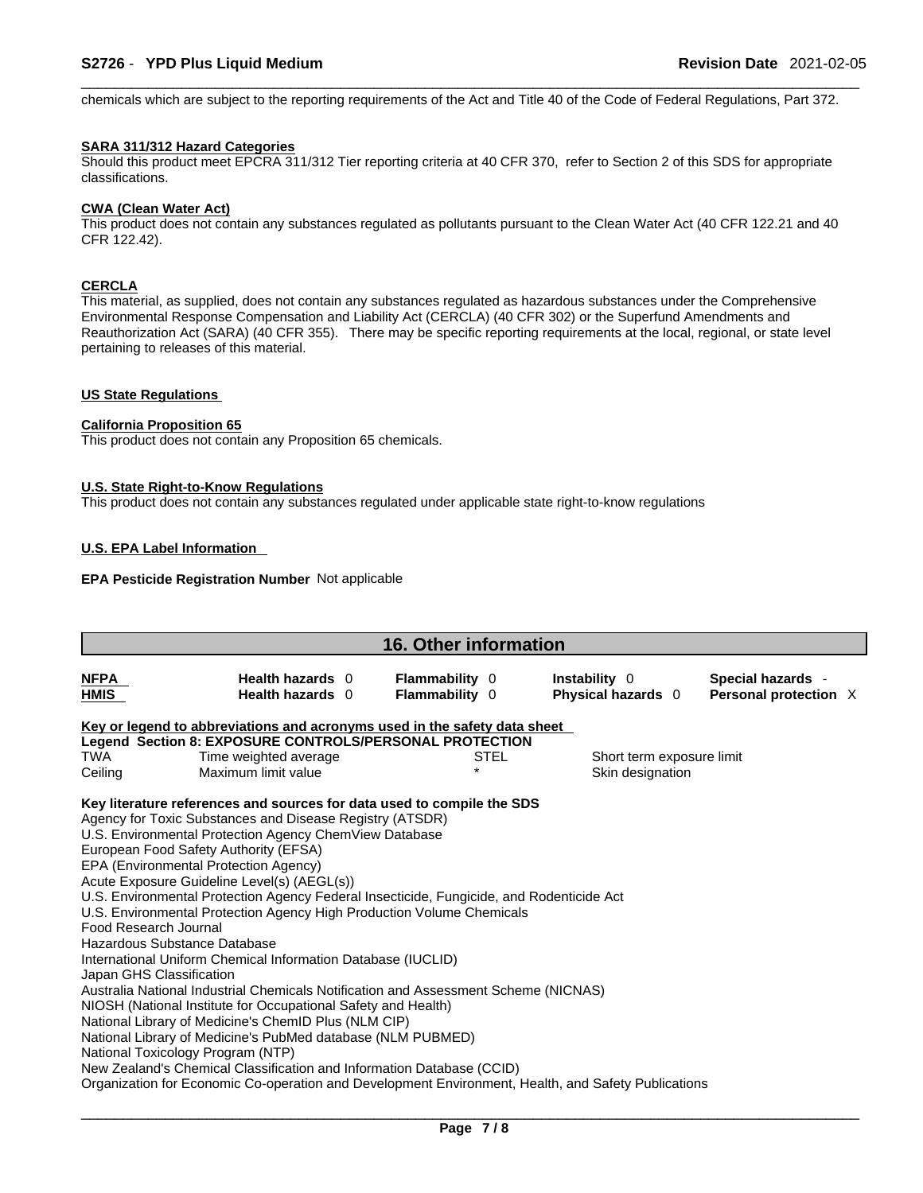chemicals which are subject to the reporting requirements of the Act and Title 40 of the Code of Federal Regulations, Part 372.

**SARA 311/312 Hazard Categories**

Should this product meet EPCRA 311/312 Tier reporting criteria at 40 CFR 370, refer to Section 2 of this SDS for appropriate classifications.

**CWA (Clean Water Act)**

This product does not contain any substances regulated as pollutants pursuant to the Clean Water Act (40 CFR 122.21 and 40 CFR 122.42).

**CERCLA**

This material, as supplied, does not contain any substances regulated as hazardous substances under the Comprehensive Environmental Response Compensation and Liability Act (CERCLA) (40 CFR 302) or the Superfund Amendments and Reauthorization Act (SARA) (40 CFR 355). There may be specific reporting requirements at the local, regional, or state level pertaining to releases of this material.

**US State Regulations**

**California Proposition 65**

This product does not contain any Proposition 65 chemicals.

**U.S. State Right-to-Know Regulations**

This product does not contain any substances regulated under applicable state right-to-know regulations

**U.S. EPA Label Information**

**EPA Pesticide Registration Number** Not applicable

## 16. Other information

| | | | | |
|---|---|---|---|---|
| **NFPA** | **Health hazards** 0 | **Flammability** 0 | **Instability** 0 | **Special hazards** - |
| **HMIS** | **Health hazards** 0 | **Flammability** 0 | **Physical hazards** 0 | **Personal protection** X |

**Key or legend to abbreviations and acronyms used in the safety data sheet**

**Legend Section 8: EXPOSURE CONTROLS/PERSONAL PROTECTION**

| | | | |
|---|---|---|---|
| TWA | Time weighted average | STEL | Short term exposure limit |
| Ceiling | Maximum limit value | * | Skin designation |

**Key literature references and sources for data used to compile the SDS**

Agency for Toxic Substances and Disease Registry (ATSDR)
U.S. Environmental Protection Agency ChemView Database
European Food Safety Authority (EFSA)
EPA (Environmental Protection Agency)
Acute Exposure Guideline Level(s) (AEGL(s))
U.S. Environmental Protection Agency Federal Insecticide, Fungicide, and Rodenticide Act
U.S. Environmental Protection Agency High Production Volume Chemicals
Food Research Journal
Hazardous Substance Database
International Uniform Chemical Information Database (IUCLID)
Japan GHS Classification
Australia National Industrial Chemicals Notification and Assessment Scheme (NICNAS)
NIOSH (National Institute for Occupational Safety and Health)
National Library of Medicine's ChemID Plus (NLM CIP)
National Library of Medicine's PubMed database (NLM PUBMED)
National Toxicology Program (NTP)
New Zealand's Chemical Classification and Information Database (CCID)
Organization for Economic Co-operation and Development Environment, Health, and Safety Publications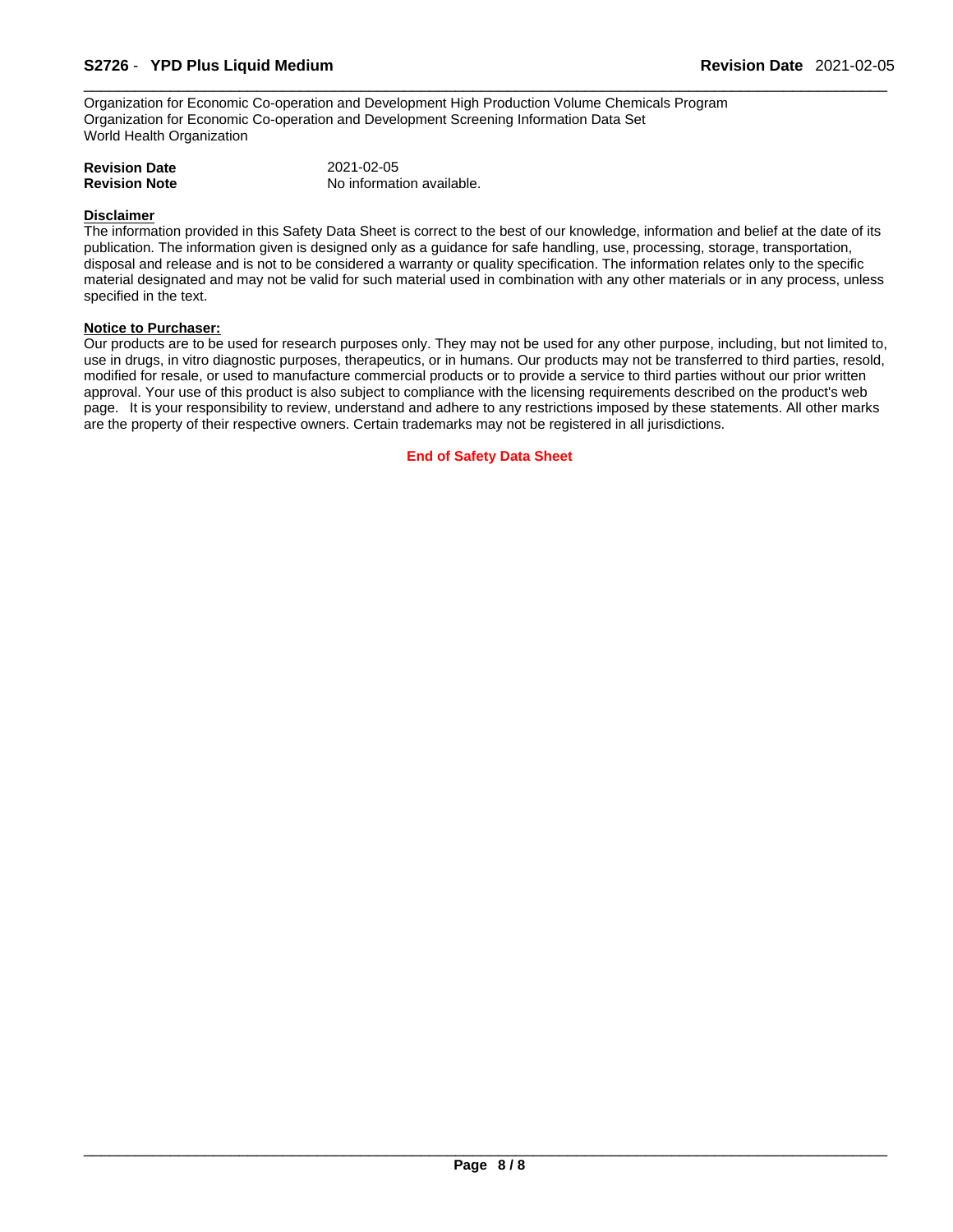Organization for Economic Co-operation and Development High Production Volume Chemicals Program
Organization for Economic Co-operation and Development Screening Information Data Set
World Health Organization

| | |
|---|---|
| **Revision Date** | 2021-02-05 |
| **Revision Note** | No information available. |

**Disclaimer**

The information provided in this Safety Data Sheet is correct to the best of our knowledge, information and belief at the date of its publication. The information given is designed only as a guidance for safe handling, use, processing, storage, transportation, disposal and release and is not to be considered a warranty or quality specification. The information relates only to the specific material designated and may not be valid for such material used in combination with any other materials or in any process, unless specified in the text.

**Notice to Purchaser:**

Our products are to be used for research purposes only. They may not be used for any other purpose, including, but not limited to, use in drugs, in vitro diagnostic purposes, therapeutics, or in humans. Our products may not be transferred to third parties, resold, modified for resale, or used to manufacture commercial products or to provide a service to third parties without our prior written approval. Your use of this product is also subject to compliance with the licensing requirements described on the product's web page. It is your responsibility to review, understand and adhere to any restrictions imposed by these statements. All other marks are the property of their respective owners. Certain trademarks may not be registered in all jurisdictions.

**End of Safety Data Sheet**